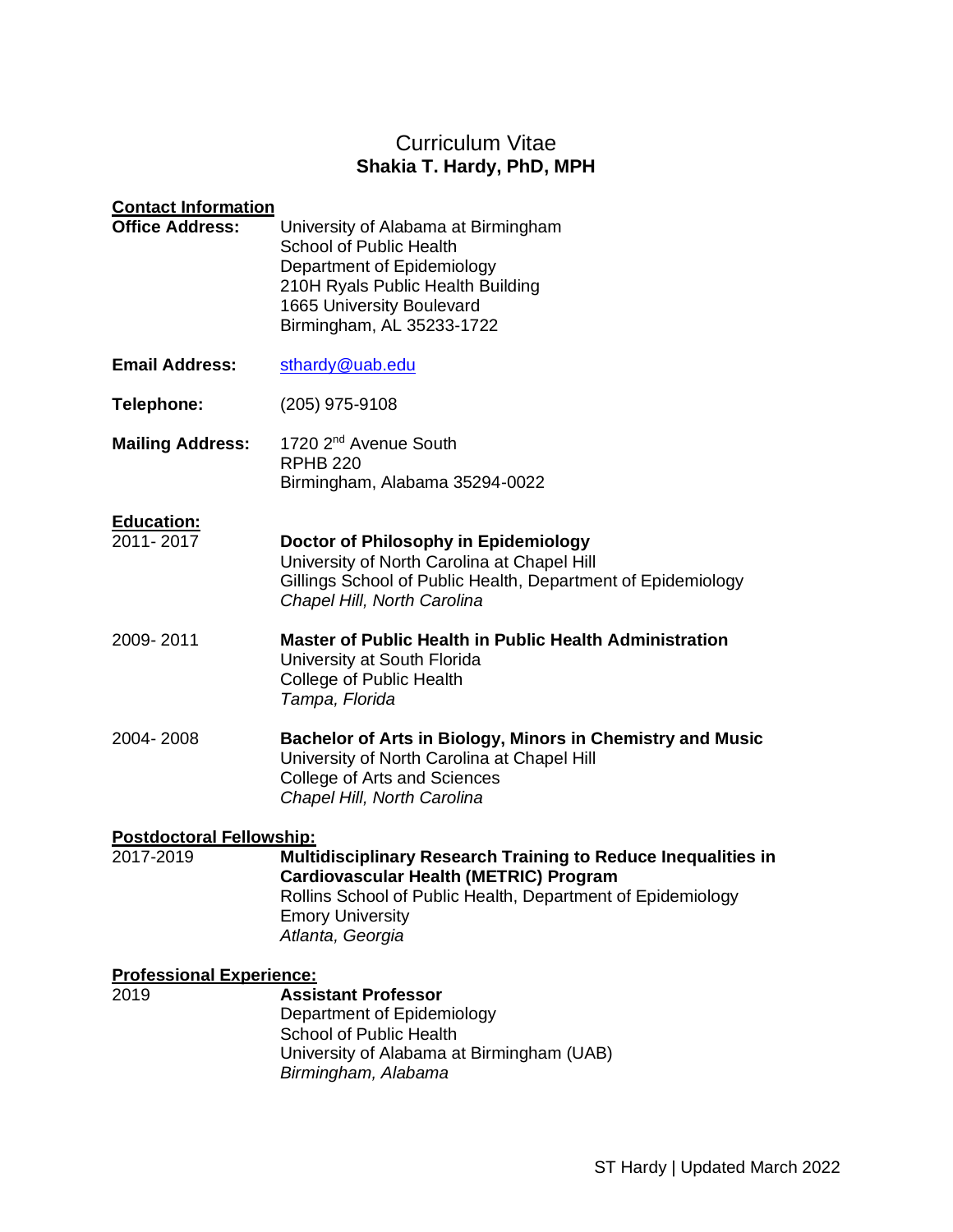# Curriculum Vitae
## Shakia T. Hardy, PhD, MPH

**Contact Information**

**Office Address:** University of Alabama at Birmingham
School of Public Health
Department of Epidemiology
210H Ryals Public Health Building
1665 University Boulevard
Birmingham, AL 35233-1722

**Email Address:** sthardy@uab.edu

**Telephone:** (205) 975-9108

**Mailing Address:** 1720 2nd Avenue South
RPHB 220
Birmingham, Alabama 35294-0022

**Education:**

2011- 2017 **Doctor of Philosophy in Epidemiology**
University of North Carolina at Chapel Hill
Gillings School of Public Health, Department of Epidemiology
*Chapel Hill, North Carolina*

2009- 2011 **Master of Public Health in Public Health Administration**
University at South Florida
College of Public Health
*Tampa, Florida*

2004- 2008 **Bachelor of Arts in Biology, Minors in Chemistry and Music**
University of North Carolina at Chapel Hill
College of Arts and Sciences
*Chapel Hill, North Carolina*

**Postdoctoral Fellowship:**

2017-2019 **Multidisciplinary Research Training to Reduce Inequalities in Cardiovascular Health (METRIC) Program**
Rollins School of Public Health, Department of Epidemiology
Emory University
*Atlanta, Georgia*

**Professional Experience:**

2019 **Assistant Professor**
Department of Epidemiology
School of Public Health
University of Alabama at Birmingham (UAB)
*Birmingham, Alabama*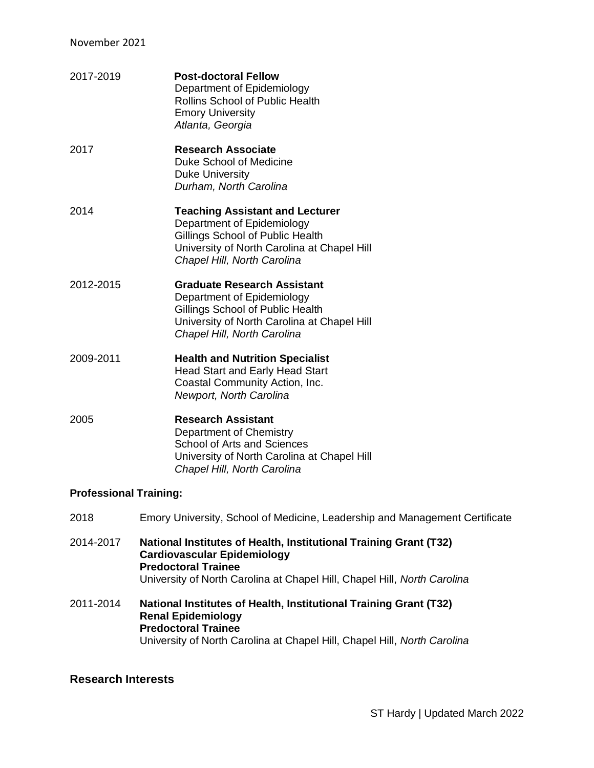2017-2019 **Post-doctoral Fellow**
Department of Epidemiology
Rollins School of Public Health
Emory University
*Atlanta, Georgia*

2017 **Research Associate**
Duke School of Medicine
Duke University
*Durham, North Carolina*

2014 **Teaching Assistant and Lecturer**
Department of Epidemiology
Gillings School of Public Health
University of North Carolina at Chapel Hill
*Chapel Hill, North Carolina*

2012-2015 **Graduate Research Assistant**
Department of Epidemiology
Gillings School of Public Health
University of North Carolina at Chapel Hill
*Chapel Hill, North Carolina*

2009-2011 **Health and Nutrition Specialist**
Head Start and Early Head Start
Coastal Community Action, Inc.
*Newport, North Carolina*

2005 **Research Assistant**
Department of Chemistry
School of Arts and Sciences
University of North Carolina at Chapel Hill
*Chapel Hill, North Carolina*

**Professional Training:**

2018 Emory University, School of Medicine, Leadership and Management Certificate

2014-2017 **National Institutes of Health, Institutional Training Grant (T32)**
**Cardiovascular Epidemiology**
**Predoctoral Trainee**
University of North Carolina at Chapel Hill, Chapel Hill, *North Carolina*

2011-2014 **National Institutes of Health, Institutional Training Grant (T32)**
**Renal Epidemiology**
**Predoctoral Trainee**
University of North Carolina at Chapel Hill, Chapel Hill, *North Carolina*

## Research Interests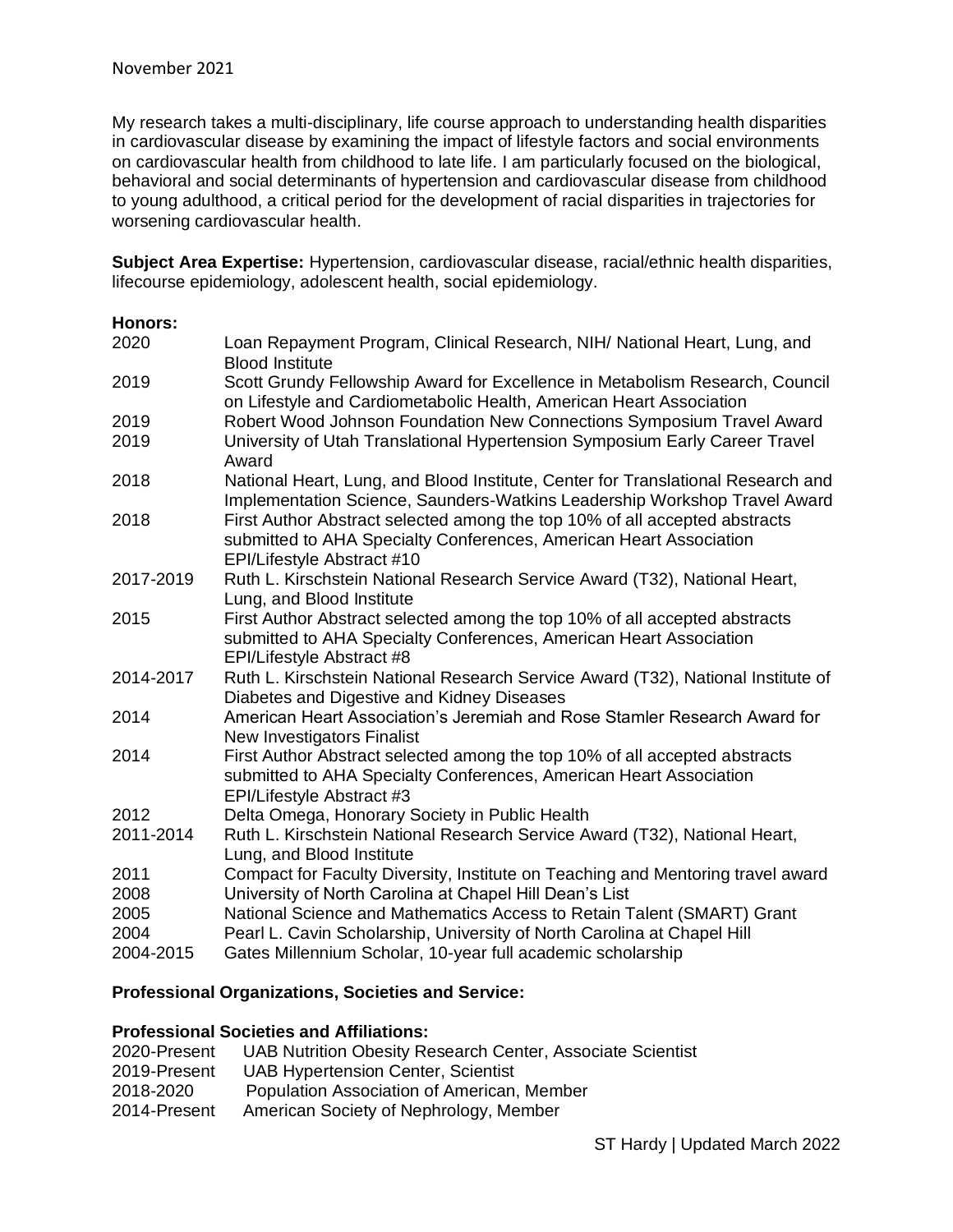November 2021

My research takes a multi-disciplinary, life course approach to understanding health disparities in cardiovascular disease by examining the impact of lifestyle factors and social environments on cardiovascular health from childhood to late life. I am particularly focused on the biological, behavioral and social determinants of hypertension and cardiovascular disease from childhood to young adulthood, a critical period for the development of racial disparities in trajectories for worsening cardiovascular health.

**Subject Area Expertise:** Hypertension, cardiovascular disease, racial/ethnic health disparities, lifecourse epidemiology, adolescent health, social epidemiology.

**Honors:**

| | |
|---|---|
| 2020 | Loan Repayment Program, Clinical Research, NIH/ National Heart, Lung, and Blood Institute |
| 2019 | Scott Grundy Fellowship Award for Excellence in Metabolism Research, Council on Lifestyle and Cardiometabolic Health, American Heart Association |
| 2019 | Robert Wood Johnson Foundation New Connections Symposium Travel Award |
| 2019 | University of Utah Translational Hypertension Symposium Early Career Travel Award |
| 2018 | National Heart, Lung, and Blood Institute, Center for Translational Research and Implementation Science, Saunders-Watkins Leadership Workshop Travel Award |
| 2018 | First Author Abstract selected among the top 10% of all accepted abstracts submitted to AHA Specialty Conferences, American Heart Association EPI/Lifestyle Abstract #10 |
| 2017-2019 | Ruth L. Kirschstein National Research Service Award (T32), National Heart, Lung, and Blood Institute |
| 2015 | First Author Abstract selected among the top 10% of all accepted abstracts submitted to AHA Specialty Conferences, American Heart Association EPI/Lifestyle Abstract #8 |
| 2014-2017 | Ruth L. Kirschstein National Research Service Award (T32), National Institute of Diabetes and Digestive and Kidney Diseases |
| 2014 | American Heart Association's Jeremiah and Rose Stamler Research Award for New Investigators Finalist |
| 2014 | First Author Abstract selected among the top 10% of all accepted abstracts submitted to AHA Specialty Conferences, American Heart Association EPI/Lifestyle Abstract #3 |
| 2012 | Delta Omega, Honorary Society in Public Health |
| 2011-2014 | Ruth L. Kirschstein National Research Service Award (T32), National Heart, Lung, and Blood Institute |
| 2011 | Compact for Faculty Diversity, Institute on Teaching and Mentoring travel award |
| 2008 | University of North Carolina at Chapel Hill Dean's List |
| 2005 | National Science and Mathematics Access to Retain Talent (SMART) Grant |
| 2004 | Pearl L. Cavin Scholarship, University of North Carolina at Chapel Hill |
| 2004-2015 | Gates Millennium Scholar, 10-year full academic scholarship |

**Professional Organizations, Societies and Service:**

**Professional Societies and Affiliations:**

| | |
|---|---|
| 2020-Present | UAB Nutrition Obesity Research Center, Associate Scientist |
| 2019-Present | UAB Hypertension Center, Scientist |
| 2018-2020 | Population Association of American, Member |
| 2014-Present | American Society of Nephrology, Member |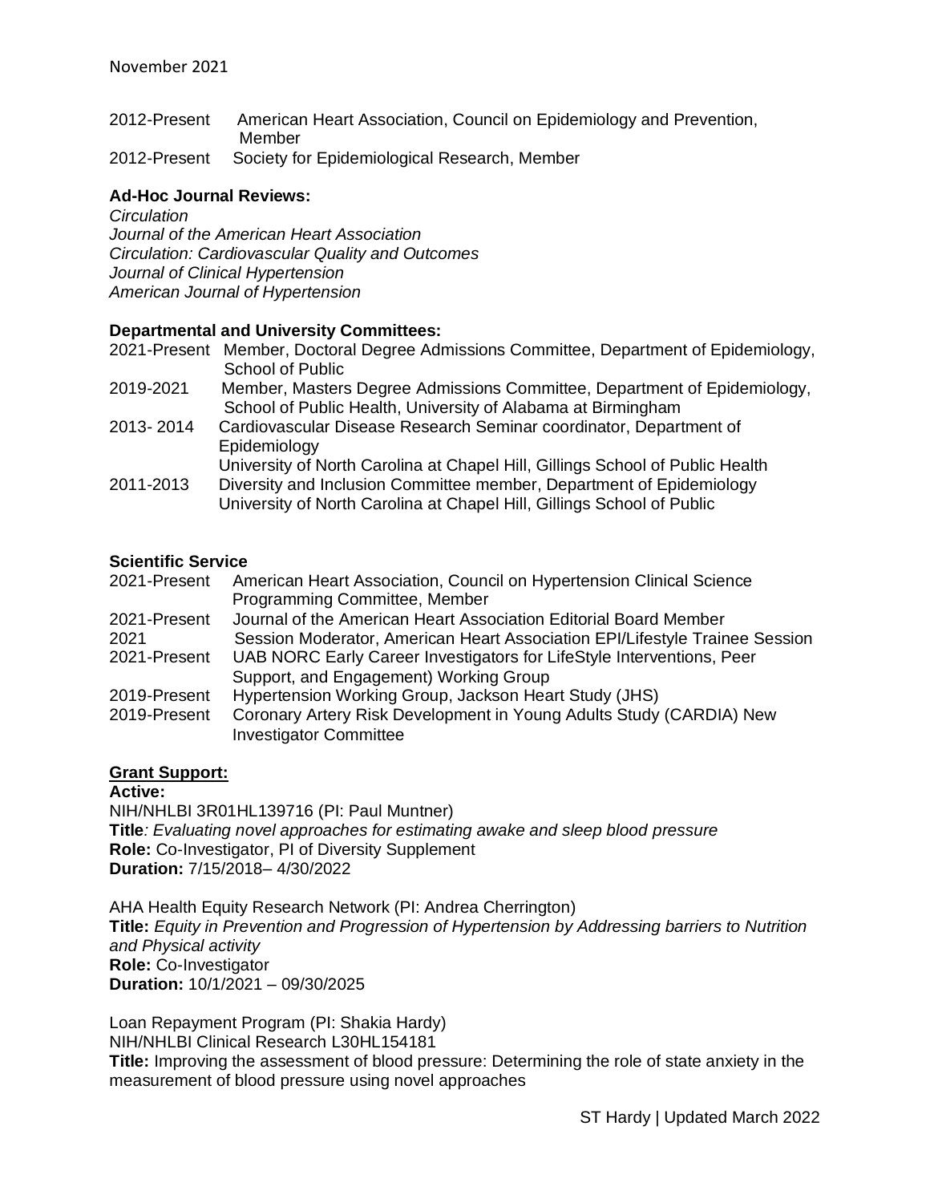November 2021

2012-Present American Heart Association, Council on Epidemiology and Prevention, Member
2012-Present Society for Epidemiological Research, Member

**Ad-Hoc Journal Reviews:**

*Circulation*
*Journal of the American Heart Association*
*Circulation: Cardiovascular Quality and Outcomes*
*Journal of Clinical Hypertension*
*American Journal of Hypertension*

**Departmental and University Committees:**

2021-Present Member, Doctoral Degree Admissions Committee, Department of Epidemiology, School of Public
2019-2021 Member, Masters Degree Admissions Committee, Department of Epidemiology, School of Public Health, University of Alabama at Birmingham
2013- 2014 Cardiovascular Disease Research Seminar coordinator, Department of Epidemiology
University of North Carolina at Chapel Hill, Gillings School of Public Health
2011-2013 Diversity and Inclusion Committee member, Department of Epidemiology
University of North Carolina at Chapel Hill, Gillings School of Public

**Scientific Service**

2021-Present American Heart Association, Council on Hypertension Clinical Science Programming Committee, Member
2021-Present Journal of the American Heart Association Editorial Board Member
2021 Session Moderator, American Heart Association EPI/Lifestyle Trainee Session
2021-Present UAB NORC Early Career Investigators for LifeStyle Interventions, Peer Support, and Engagement) Working Group
2019-Present Hypertension Working Group, Jackson Heart Study (JHS)
2019-Present Coronary Artery Risk Development in Young Adults Study (CARDIA) New Investigator Committee

**Grant Support:**

**Active:**

NIH/NHLBI 3R01HL139716 (PI: Paul Muntner)
**Title***: Evaluating novel approaches for estimating awake and sleep blood pressure*
**Role:** Co-Investigator, PI of Diversity Supplement
**Duration:** 7/15/2018– 4/30/2022

AHA Health Equity Research Network (PI: Andrea Cherrington)
**Title:** *Equity in Prevention and Progression of Hypertension by Addressing barriers to Nutrition and Physical activity*
**Role:** Co-Investigator
**Duration:** 10/1/2021 – 09/30/2025

Loan Repayment Program (PI: Shakia Hardy)
NIH/NHLBI Clinical Research L30HL154181
**Title:** Improving the assessment of blood pressure: Determining the role of state anxiety in the measurement of blood pressure using novel approaches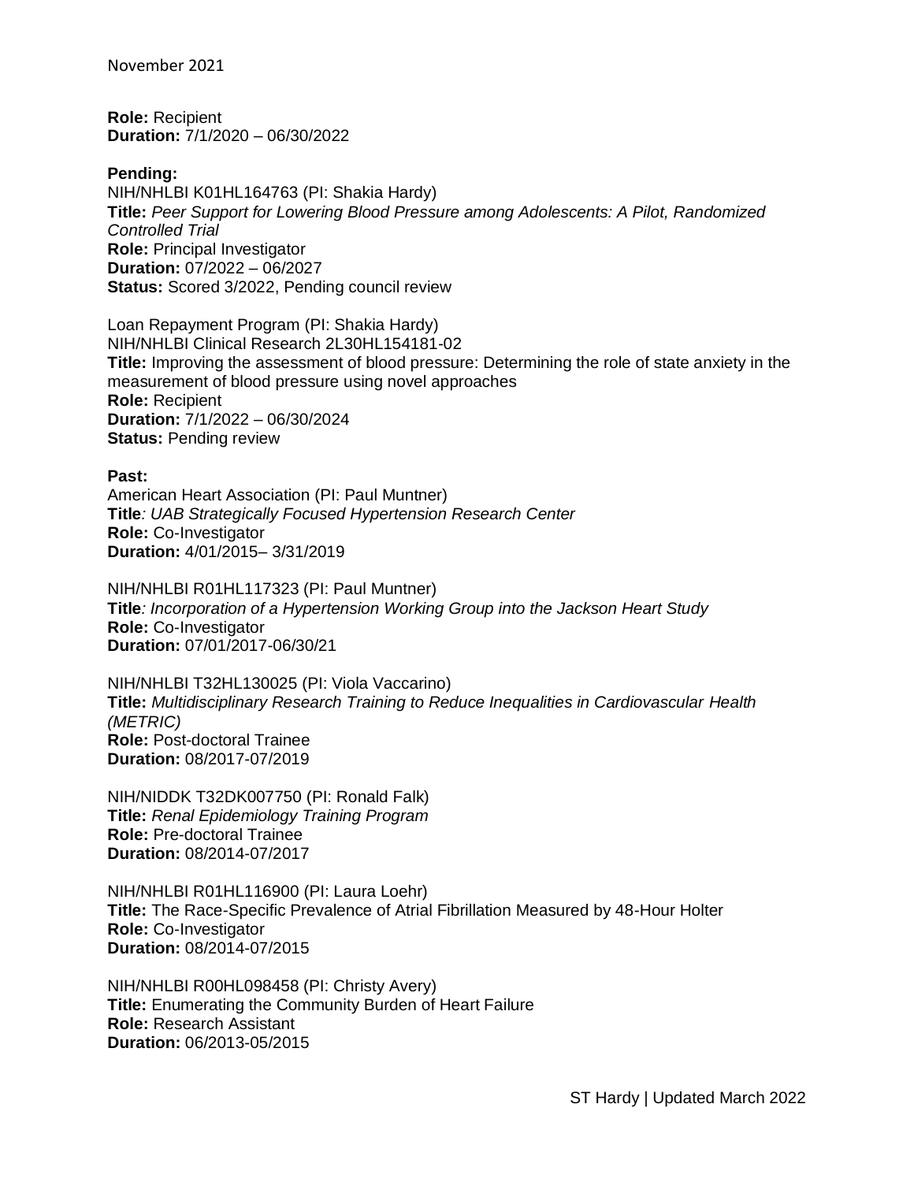**Role:** Recipient
**Duration:** 7/1/2020 – 06/30/2022

**Pending:**
NIH/NHLBI K01HL164763 (PI: Shakia Hardy)
**Title:** *Peer Support for Lowering Blood Pressure among Adolescents: A Pilot, Randomized Controlled Trial*
**Role:** Principal Investigator
**Duration:** 07/2022 – 06/2027
**Status:** Scored 3/2022, Pending council review

Loan Repayment Program (PI: Shakia Hardy)
NIH/NHLBI Clinical Research 2L30HL154181-02
**Title:** Improving the assessment of blood pressure: Determining the role of state anxiety in the measurement of blood pressure using novel approaches
**Role:** Recipient
**Duration:** 7/1/2022 – 06/30/2024
**Status:** Pending review

**Past:**
American Heart Association (PI: Paul Muntner)
**Title***: UAB Strategically Focused Hypertension Research Center*
**Role:** Co-Investigator
**Duration:** 4/01/2015– 3/31/2019

NIH/NHLBI R01HL117323 (PI: Paul Muntner)
**Title***: Incorporation of a Hypertension Working Group into the Jackson Heart Study*
**Role:** Co-Investigator
**Duration:** 07/01/2017-06/30/21

NIH/NHLBI T32HL130025 (PI: Viola Vaccarino)
**Title:** *Multidisciplinary Research Training to Reduce Inequalities in Cardiovascular Health (METRIC)*
**Role:** Post-doctoral Trainee
**Duration:** 08/2017-07/2019

NIH/NIDDK T32DK007750 (PI: Ronald Falk)
**Title:** *Renal Epidemiology Training Program*
**Role:** Pre-doctoral Trainee
**Duration:** 08/2014-07/2017

NIH/NHLBI R01HL116900 (PI: Laura Loehr)
**Title:** The Race-Specific Prevalence of Atrial Fibrillation Measured by 48-Hour Holter
**Role:** Co-Investigator
**Duration:** 08/2014-07/2015

NIH/NHLBI R00HL098458 (PI: Christy Avery)
**Title:** Enumerating the Community Burden of Heart Failure
**Role:** Research Assistant
**Duration:** 06/2013-05/2015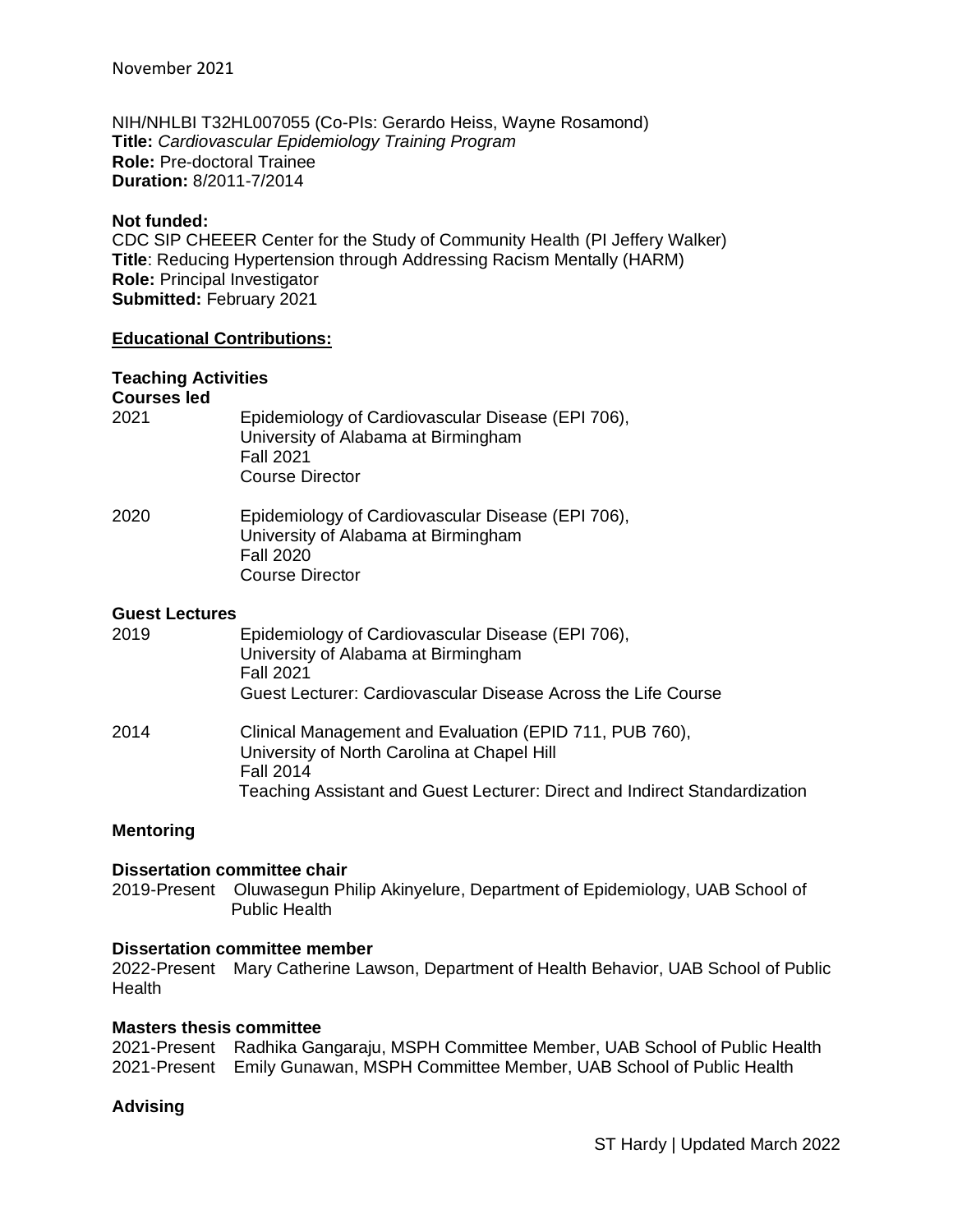November 2021

NIH/NHLBI T32HL007055 (Co-PIs: Gerardo Heiss, Wayne Rosamond)
**Title:** *Cardiovascular Epidemiology Training Program*
**Role:** Pre-doctoral Trainee
**Duration:** 8/2011-7/2014

**Not funded:**
CDC SIP CHEEER Center for the Study of Community Health (PI Jeffery Walker)
**Title**: Reducing Hypertension through Addressing Racism Mentally (HARM)
**Role:** Principal Investigator
**Submitted:** February 2021

## Educational Contributions:

### Teaching Activities

**Courses led**

2021 — Epidemiology of Cardiovascular Disease (EPI 706), University of Alabama at Birmingham
Fall 2021
Course Director

2020 — Epidemiology of Cardiovascular Disease (EPI 706), University of Alabama at Birmingham
Fall 2020
Course Director

**Guest Lectures**

2019 — Epidemiology of Cardiovascular Disease (EPI 706), University of Alabama at Birmingham
Fall 2021
Guest Lecturer: Cardiovascular Disease Across the Life Course

2014 — Clinical Management and Evaluation (EPID 711, PUB 760), University of North Carolina at Chapel Hill
Fall 2014
Teaching Assistant and Guest Lecturer: Direct and Indirect Standardization

### Mentoring

**Dissertation committee chair**

2019-Present Oluwasegun Philip Akinyelure, Department of Epidemiology, UAB School of Public Health

**Dissertation committee member**

2022-Present Mary Catherine Lawson, Department of Health Behavior, UAB School of Public Health

**Masters thesis committee**

2021-Present Radhika Gangaraju, MSPH Committee Member, UAB School of Public Health
2021-Present Emily Gunawan, MSPH Committee Member, UAB School of Public Health

### Advising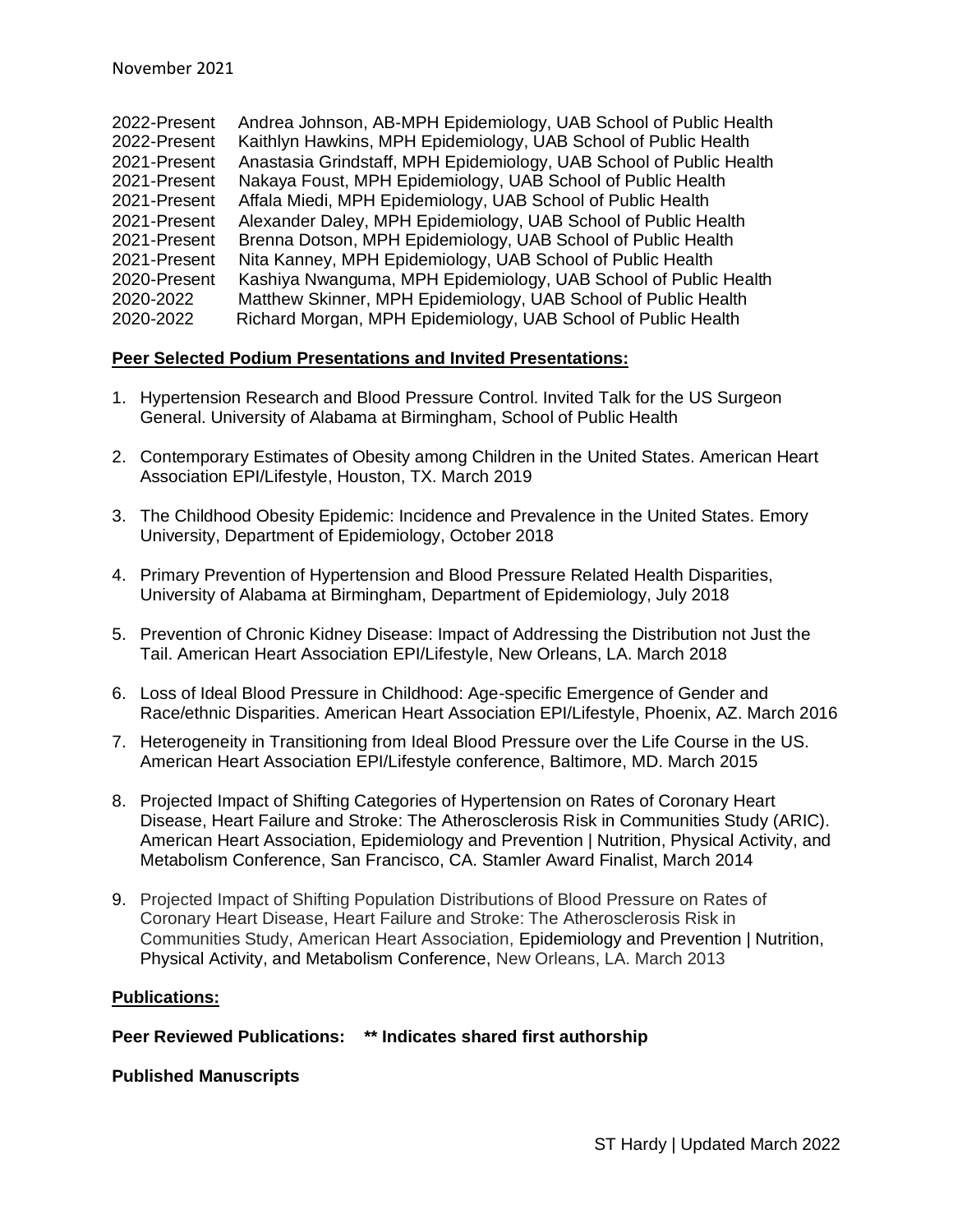November 2021

2022-Present Andrea Johnson, AB-MPH Epidemiology, UAB School of Public Health
2022-Present Kaithlyn Hawkins, MPH Epidemiology, UAB School of Public Health
2021-Present Anastasia Grindstaff, MPH Epidemiology, UAB School of Public Health
2021-Present Nakaya Foust, MPH Epidemiology, UAB School of Public Health
2021-Present Affala Miedi, MPH Epidemiology, UAB School of Public Health
2021-Present Alexander Daley, MPH Epidemiology, UAB School of Public Health
2021-Present Brenna Dotson, MPH Epidemiology, UAB School of Public Health
2021-Present Nita Kanney, MPH Epidemiology, UAB School of Public Health
2020-Present Kashiya Nwanguma, MPH Epidemiology, UAB School of Public Health
2020-2022 Matthew Skinner, MPH Epidemiology, UAB School of Public Health
2020-2022 Richard Morgan, MPH Epidemiology, UAB School of Public Health

**Peer Selected Podium Presentations and Invited Presentations:**

1. Hypertension Research and Blood Pressure Control. Invited Talk for the US Surgeon General. University of Alabama at Birmingham, School of Public Health

2. Contemporary Estimates of Obesity among Children in the United States. American Heart Association EPI/Lifestyle, Houston, TX. March 2019

3. The Childhood Obesity Epidemic: Incidence and Prevalence in the United States. Emory University, Department of Epidemiology, October 2018

4. Primary Prevention of Hypertension and Blood Pressure Related Health Disparities, University of Alabama at Birmingham, Department of Epidemiology, July 2018

5. Prevention of Chronic Kidney Disease: Impact of Addressing the Distribution not Just the Tail. American Heart Association EPI/Lifestyle, New Orleans, LA. March 2018

6. Loss of Ideal Blood Pressure in Childhood: Age-specific Emergence of Gender and Race/ethnic Disparities. American Heart Association EPI/Lifestyle, Phoenix, AZ. March 2016

7. Heterogeneity in Transitioning from Ideal Blood Pressure over the Life Course in the US. American Heart Association EPI/Lifestyle conference, Baltimore, MD. March 2015

8. Projected Impact of Shifting Categories of Hypertension on Rates of Coronary Heart Disease, Heart Failure and Stroke: The Atherosclerosis Risk in Communities Study (ARIC). American Heart Association, Epidemiology and Prevention | Nutrition, Physical Activity, and Metabolism Conference, San Francisco, CA. Stamler Award Finalist, March 2014

9. Projected Impact of Shifting Population Distributions of Blood Pressure on Rates of Coronary Heart Disease, Heart Failure and Stroke: The Atherosclerosis Risk in Communities Study, American Heart Association, Epidemiology and Prevention | Nutrition, Physical Activity, and Metabolism Conference, New Orleans, LA. March 2013

**Publications:**

**Peer Reviewed Publications: \*\* Indicates shared first authorship**

**Published Manuscripts**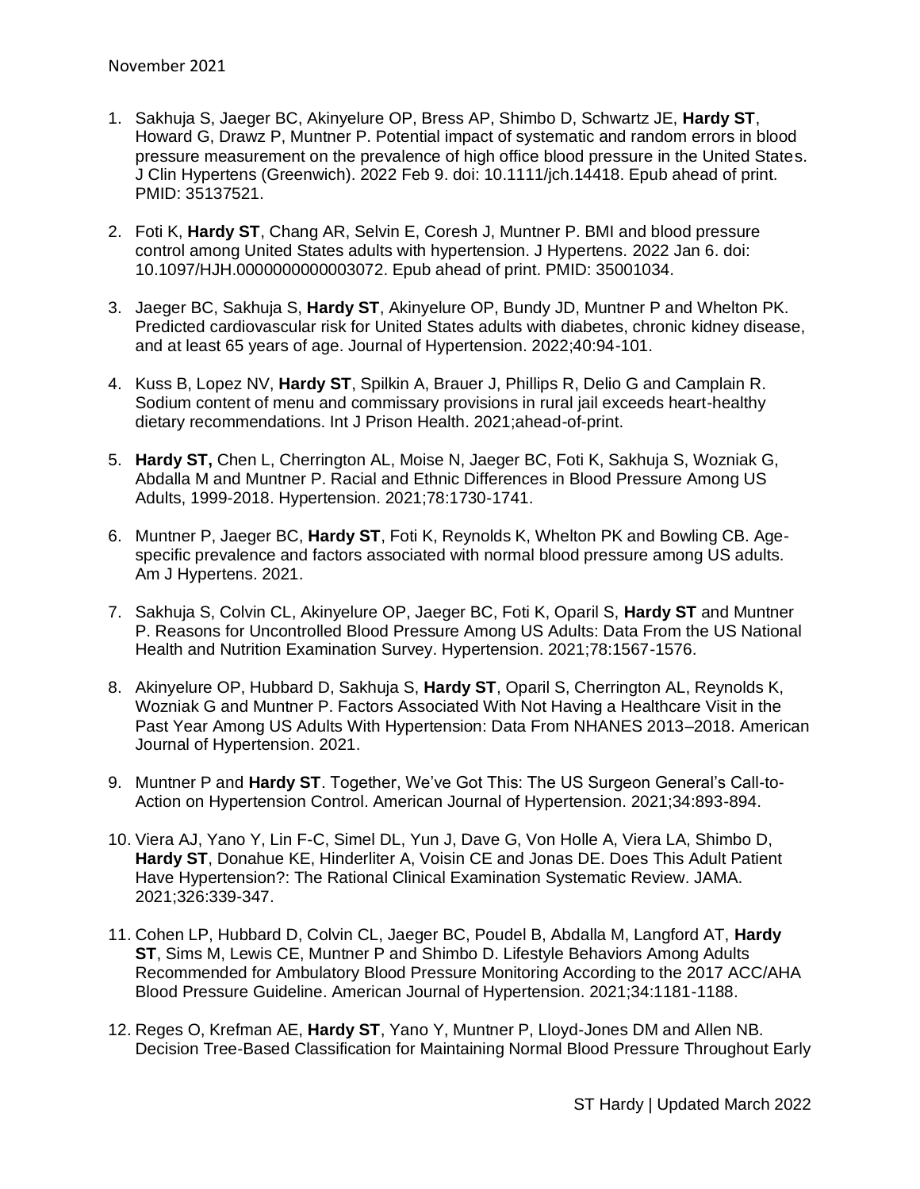November 2021

1. Sakhuja S, Jaeger BC, Akinyelure OP, Bress AP, Shimbo D, Schwartz JE, **Hardy ST**, Howard G, Drawz P, Muntner P. Potential impact of systematic and random errors in blood pressure measurement on the prevalence of high office blood pressure in the United States. J Clin Hypertens (Greenwich). 2022 Feb 9. doi: 10.1111/jch.14418. Epub ahead of print. PMID: 35137521.

2. Foti K, **Hardy ST**, Chang AR, Selvin E, Coresh J, Muntner P. BMI and blood pressure control among United States adults with hypertension. J Hypertens. 2022 Jan 6. doi: 10.1097/HJH.0000000000003072. Epub ahead of print. PMID: 35001034.

3. Jaeger BC, Sakhuja S, **Hardy ST**, Akinyelure OP, Bundy JD, Muntner P and Whelton PK. Predicted cardiovascular risk for United States adults with diabetes, chronic kidney disease, and at least 65 years of age. Journal of Hypertension. 2022;40:94-101.

4. Kuss B, Lopez NV, **Hardy ST**, Spilkin A, Brauer J, Phillips R, Delio G and Camplain R. Sodium content of menu and commissary provisions in rural jail exceeds heart-healthy dietary recommendations. Int J Prison Health. 2021;ahead-of-print.

5. **Hardy ST,** Chen L, Cherrington AL, Moise N, Jaeger BC, Foti K, Sakhuja S, Wozniak G, Abdalla M and Muntner P. Racial and Ethnic Differences in Blood Pressure Among US Adults, 1999-2018. Hypertension. 2021;78:1730-1741.

6. Muntner P, Jaeger BC, **Hardy ST**, Foti K, Reynolds K, Whelton PK and Bowling CB. Age-specific prevalence and factors associated with normal blood pressure among US adults. Am J Hypertens. 2021.

7. Sakhuja S, Colvin CL, Akinyelure OP, Jaeger BC, Foti K, Oparil S, **Hardy ST** and Muntner P. Reasons for Uncontrolled Blood Pressure Among US Adults: Data From the US National Health and Nutrition Examination Survey. Hypertension. 2021;78:1567-1576.

8. Akinyelure OP, Hubbard D, Sakhuja S, **Hardy ST**, Oparil S, Cherrington AL, Reynolds K, Wozniak G and Muntner P. Factors Associated With Not Having a Healthcare Visit in the Past Year Among US Adults With Hypertension: Data From NHANES 2013–2018. American Journal of Hypertension. 2021.

9. Muntner P and **Hardy ST**. Together, We've Got This: The US Surgeon General's Call-to-Action on Hypertension Control. American Journal of Hypertension. 2021;34:893-894.

10. Viera AJ, Yano Y, Lin F-C, Simel DL, Yun J, Dave G, Von Holle A, Viera LA, Shimbo D, **Hardy ST**, Donahue KE, Hinderliter A, Voisin CE and Jonas DE. Does This Adult Patient Have Hypertension?: The Rational Clinical Examination Systematic Review. JAMA. 2021;326:339-347.

11. Cohen LP, Hubbard D, Colvin CL, Jaeger BC, Poudel B, Abdalla M, Langford AT, **Hardy ST**, Sims M, Lewis CE, Muntner P and Shimbo D. Lifestyle Behaviors Among Adults Recommended for Ambulatory Blood Pressure Monitoring According to the 2017 ACC/AHA Blood Pressure Guideline. American Journal of Hypertension. 2021;34:1181-1188.

12. Reges O, Krefman AE, **Hardy ST**, Yano Y, Muntner P, Lloyd-Jones DM and Allen NB. Decision Tree-Based Classification for Maintaining Normal Blood Pressure Throughout Early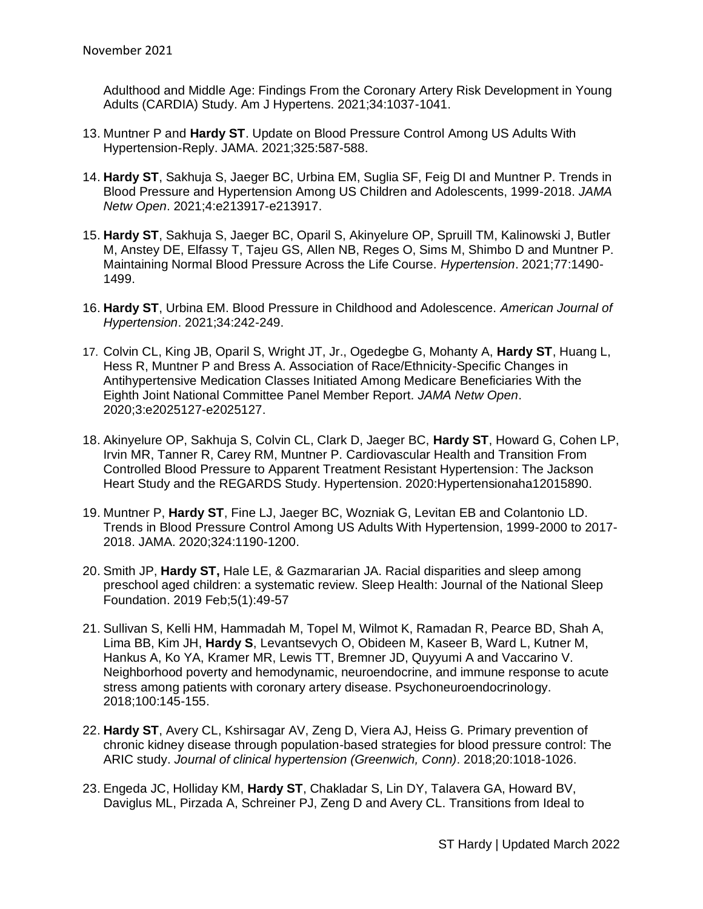Adulthood and Middle Age: Findings From the Coronary Artery Risk Development in Young Adults (CARDIA) Study. Am J Hypertens. 2021;34:1037-1041.

13. Muntner P and **Hardy ST**. Update on Blood Pressure Control Among US Adults With Hypertension-Reply. JAMA. 2021;325:587-588.

14. **Hardy ST**, Sakhuja S, Jaeger BC, Urbina EM, Suglia SF, Feig DI and Muntner P. Trends in Blood Pressure and Hypertension Among US Children and Adolescents, 1999-2018. *JAMA Netw Open*. 2021;4:e213917-e213917.

15. **Hardy ST**, Sakhuja S, Jaeger BC, Oparil S, Akinyelure OP, Spruill TM, Kalinowski J, Butler M, Anstey DE, Elfassy T, Tajeu GS, Allen NB, Reges O, Sims M, Shimbo D and Muntner P. Maintaining Normal Blood Pressure Across the Life Course. *Hypertension*. 2021;77:1490-1499.

16. **Hardy ST**, Urbina EM. Blood Pressure in Childhood and Adolescence. *American Journal of Hypertension*. 2021;34:242-249.

17. Colvin CL, King JB, Oparil S, Wright JT, Jr., Ogedegbe G, Mohanty A, **Hardy ST**, Huang L, Hess R, Muntner P and Bress A. Association of Race/Ethnicity-Specific Changes in Antihypertensive Medication Classes Initiated Among Medicare Beneficiaries With the Eighth Joint National Committee Panel Member Report. *JAMA Netw Open*. 2020;3:e2025127-e2025127.

18. Akinyelure OP, Sakhuja S, Colvin CL, Clark D, Jaeger BC, **Hardy ST**, Howard G, Cohen LP, Irvin MR, Tanner R, Carey RM, Muntner P. Cardiovascular Health and Transition From Controlled Blood Pressure to Apparent Treatment Resistant Hypertension: The Jackson Heart Study and the REGARDS Study. Hypertension. 2020:Hypertensionaha12015890.

19. Muntner P, **Hardy ST**, Fine LJ, Jaeger BC, Wozniak G, Levitan EB and Colantonio LD. Trends in Blood Pressure Control Among US Adults With Hypertension, 1999-2000 to 2017-2018. JAMA. 2020;324:1190-1200.

20. Smith JP, **Hardy ST,** Hale LE, & Gazmararian JA. Racial disparities and sleep among preschool aged children: a systematic review. Sleep Health: Journal of the National Sleep Foundation. 2019 Feb;5(1):49-57

21. Sullivan S, Kelli HM, Hammadah M, Topel M, Wilmot K, Ramadan R, Pearce BD, Shah A, Lima BB, Kim JH, **Hardy S**, Levantsevych O, Obideen M, Kaseer B, Ward L, Kutner M, Hankus A, Ko YA, Kramer MR, Lewis TT, Bremner JD, Quyyumi A and Vaccarino V. Neighborhood poverty and hemodynamic, neuroendocrine, and immune response to acute stress among patients with coronary artery disease. Psychoneuroendocrinology. 2018;100:145-155.

22. **Hardy ST**, Avery CL, Kshirsagar AV, Zeng D, Viera AJ, Heiss G. Primary prevention of chronic kidney disease through population-based strategies for blood pressure control: The ARIC study. *Journal of clinical hypertension (Greenwich, Conn)*. 2018;20:1018-1026.

23. Engeda JC, Holliday KM, **Hardy ST**, Chakladar S, Lin DY, Talavera GA, Howard BV, Daviglus ML, Pirzada A, Schreiner PJ, Zeng D and Avery CL. Transitions from Ideal to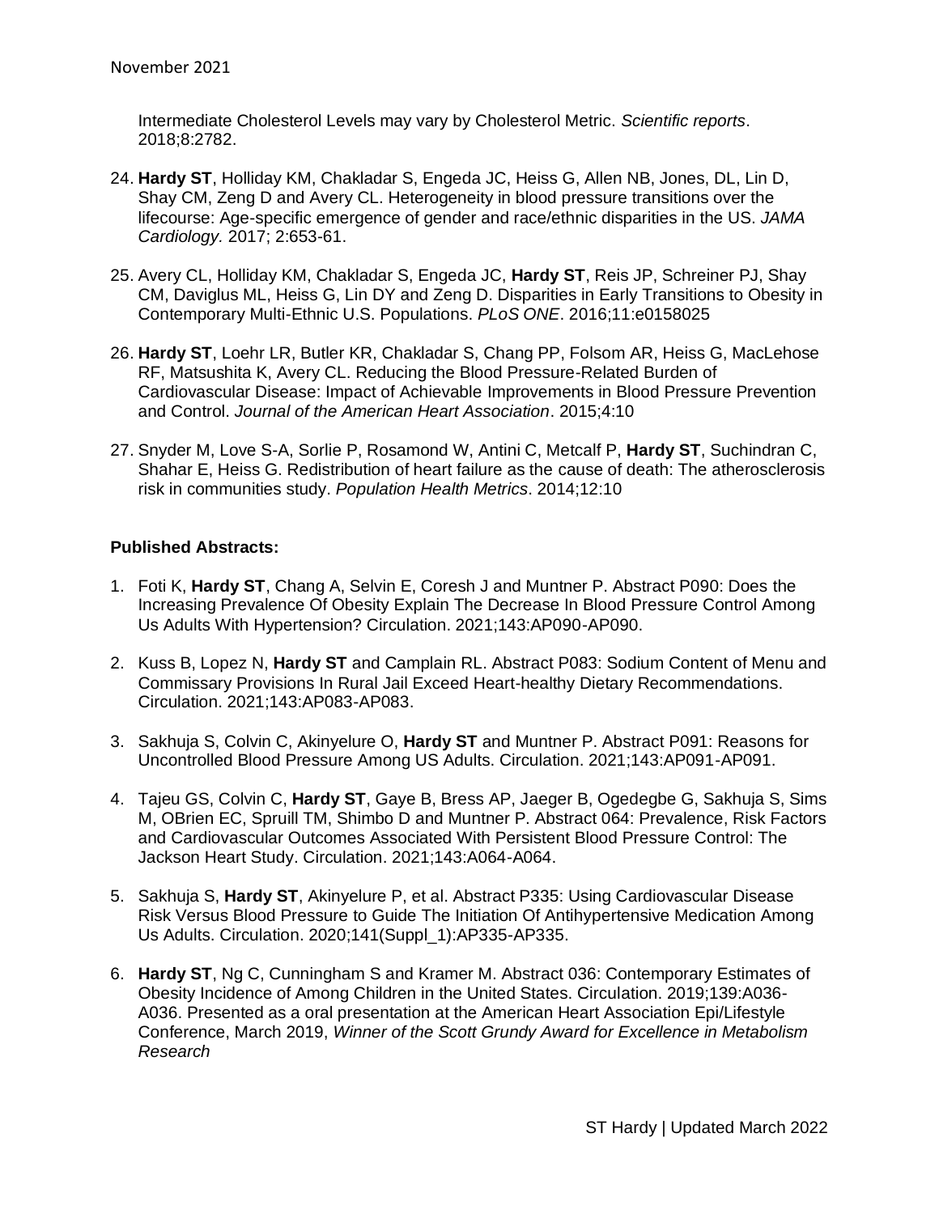Intermediate Cholesterol Levels may vary by Cholesterol Metric. *Scientific reports*. 2018;8:2782.

24. **Hardy ST**, Holliday KM, Chakladar S, Engeda JC, Heiss G, Allen NB, Jones, DL, Lin D, Shay CM, Zeng D and Avery CL. Heterogeneity in blood pressure transitions over the lifecourse: Age-specific emergence of gender and race/ethnic disparities in the US. *JAMA Cardiology.* 2017; 2:653-61.

25. Avery CL, Holliday KM, Chakladar S, Engeda JC, **Hardy ST**, Reis JP, Schreiner PJ, Shay CM, Daviglus ML, Heiss G, Lin DY and Zeng D. Disparities in Early Transitions to Obesity in Contemporary Multi-Ethnic U.S. Populations. *PLoS ONE*. 2016;11:e0158025

26. **Hardy ST**, Loehr LR, Butler KR, Chakladar S, Chang PP, Folsom AR, Heiss G, MacLehose RF, Matsushita K, Avery CL. Reducing the Blood Pressure-Related Burden of Cardiovascular Disease: Impact of Achievable Improvements in Blood Pressure Prevention and Control. *Journal of the American Heart Association*. 2015;4:10

27. Snyder M, Love S-A, Sorlie P, Rosamond W, Antini C, Metcalf P, **Hardy ST**, Suchindran C, Shahar E, Heiss G. Redistribution of heart failure as the cause of death: The atherosclerosis risk in communities study. *Population Health Metrics*. 2014;12:10

**Published Abstracts:**

1. Foti K, **Hardy ST**, Chang A, Selvin E, Coresh J and Muntner P. Abstract P090: Does the Increasing Prevalence Of Obesity Explain The Decrease In Blood Pressure Control Among Us Adults With Hypertension? Circulation. 2021;143:AP090-AP090.

2. Kuss B, Lopez N, **Hardy ST** and Camplain RL. Abstract P083: Sodium Content of Menu and Commissary Provisions In Rural Jail Exceed Heart-healthy Dietary Recommendations. Circulation. 2021;143:AP083-AP083.

3. Sakhuja S, Colvin C, Akinyelure O, **Hardy ST** and Muntner P. Abstract P091: Reasons for Uncontrolled Blood Pressure Among US Adults. Circulation. 2021;143:AP091-AP091.

4. Tajeu GS, Colvin C, **Hardy ST**, Gaye B, Bress AP, Jaeger B, Ogedegbe G, Sakhuja S, Sims M, OBrien EC, Spruill TM, Shimbo D and Muntner P. Abstract 064: Prevalence, Risk Factors and Cardiovascular Outcomes Associated With Persistent Blood Pressure Control: The Jackson Heart Study. Circulation. 2021;143:A064-A064.

5. Sakhuja S, **Hardy ST**, Akinyelure P, et al. Abstract P335: Using Cardiovascular Disease Risk Versus Blood Pressure to Guide The Initiation Of Antihypertensive Medication Among Us Adults. Circulation. 2020;141(Suppl_1):AP335-AP335.

6. **Hardy ST**, Ng C, Cunningham S and Kramer M. Abstract 036: Contemporary Estimates of Obesity Incidence of Among Children in the United States. Circulation. 2019;139:A036-A036. Presented as a oral presentation at the American Heart Association Epi/Lifestyle Conference, March 2019, *Winner of the Scott Grundy Award for Excellence in Metabolism Research*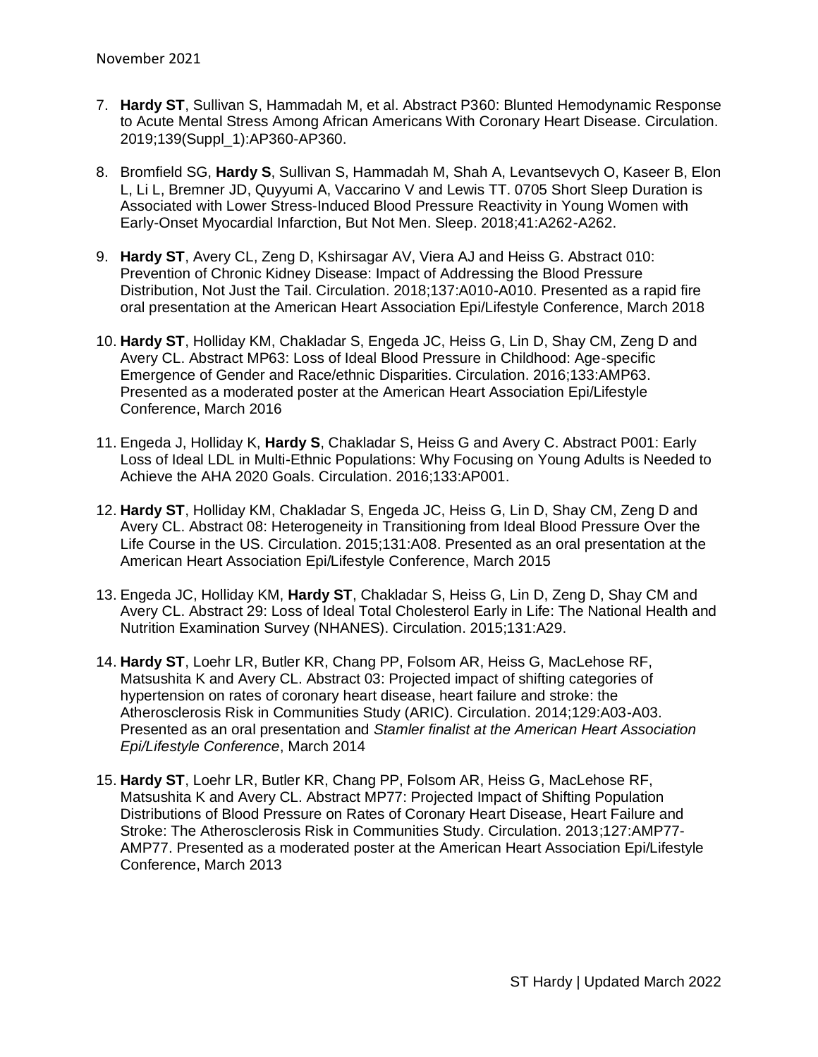7. **Hardy ST**, Sullivan S, Hammadah M, et al. Abstract P360: Blunted Hemodynamic Response to Acute Mental Stress Among African Americans With Coronary Heart Disease. Circulation. 2019;139(Suppl_1):AP360-AP360.

8. Bromfield SG, **Hardy S**, Sullivan S, Hammadah M, Shah A, Levantsevych O, Kaseer B, Elon L, Li L, Bremner JD, Quyyumi A, Vaccarino V and Lewis TT. 0705 Short Sleep Duration is Associated with Lower Stress-Induced Blood Pressure Reactivity in Young Women with Early-Onset Myocardial Infarction, But Not Men. Sleep. 2018;41:A262-A262.

9. **Hardy ST**, Avery CL, Zeng D, Kshirsagar AV, Viera AJ and Heiss G. Abstract 010: Prevention of Chronic Kidney Disease: Impact of Addressing the Blood Pressure Distribution, Not Just the Tail. Circulation. 2018;137:A010-A010. Presented as a rapid fire oral presentation at the American Heart Association Epi/Lifestyle Conference, March 2018

10. **Hardy ST**, Holliday KM, Chakladar S, Engeda JC, Heiss G, Lin D, Shay CM, Zeng D and Avery CL. Abstract MP63: Loss of Ideal Blood Pressure in Childhood: Age-specific Emergence of Gender and Race/ethnic Disparities. Circulation. 2016;133:AMP63. Presented as a moderated poster at the American Heart Association Epi/Lifestyle Conference, March 2016

11. Engeda J, Holliday K, **Hardy S**, Chakladar S, Heiss G and Avery C. Abstract P001: Early Loss of Ideal LDL in Multi-Ethnic Populations: Why Focusing on Young Adults is Needed to Achieve the AHA 2020 Goals. Circulation. 2016;133:AP001.

12. **Hardy ST**, Holliday KM, Chakladar S, Engeda JC, Heiss G, Lin D, Shay CM, Zeng D and Avery CL. Abstract 08: Heterogeneity in Transitioning from Ideal Blood Pressure Over the Life Course in the US. Circulation. 2015;131:A08. Presented as an oral presentation at the American Heart Association Epi/Lifestyle Conference, March 2015

13. Engeda JC, Holliday KM, **Hardy ST**, Chakladar S, Heiss G, Lin D, Zeng D, Shay CM and Avery CL. Abstract 29: Loss of Ideal Total Cholesterol Early in Life: The National Health and Nutrition Examination Survey (NHANES). Circulation. 2015;131:A29.

14. **Hardy ST**, Loehr LR, Butler KR, Chang PP, Folsom AR, Heiss G, MacLehose RF, Matsushita K and Avery CL. Abstract 03: Projected impact of shifting categories of hypertension on rates of coronary heart disease, heart failure and stroke: the Atherosclerosis Risk in Communities Study (ARIC). Circulation. 2014;129:A03-A03. Presented as an oral presentation and *Stamler finalist at the American Heart Association Epi/Lifestyle Conference*, March 2014

15. **Hardy ST**, Loehr LR, Butler KR, Chang PP, Folsom AR, Heiss G, MacLehose RF, Matsushita K and Avery CL. Abstract MP77: Projected Impact of Shifting Population Distributions of Blood Pressure on Rates of Coronary Heart Disease, Heart Failure and Stroke: The Atherosclerosis Risk in Communities Study. Circulation. 2013;127:AMP77-AMP77. Presented as a moderated poster at the American Heart Association Epi/Lifestyle Conference, March 2013